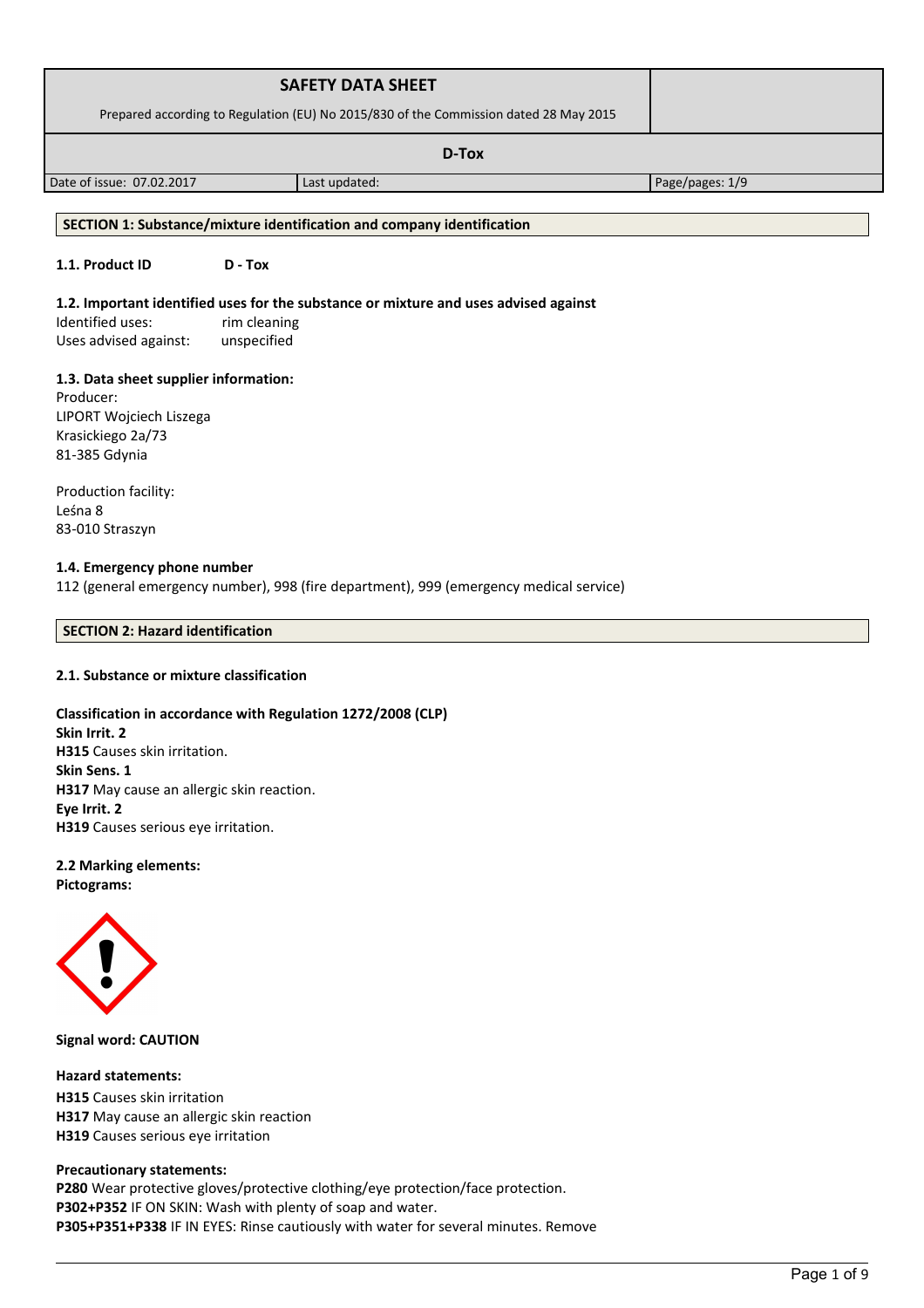| SAFETY DATA SHEET<br>Prepared according to Regulation (EU) No 2015/830 of the Commission dated 28 May 2015 | | |
|---|---|---|
| D-Tox | | |
| Date of issue: 07.02.2017 | Last updated: | Page/pages: 1/9 |

## SECTION 1: Substance/mixture identification and company identification

**1.1. Product ID** **D - Tox**

**1.2. Important identified uses for the substance or mixture and uses advised against**

Identified uses: rim cleaning
Uses advised against: unspecified

**1.3. Data sheet supplier information:**

Producer:
LIPORT Wojciech Liszega
Krasickiego 2a/73
81-385 Gdynia

Production facility:
Leśna 8
83-010 Straszyn

**1.4. Emergency phone number**

112 (general emergency number), 998 (fire department), 999 (emergency medical service)

## SECTION 2: Hazard identification

**2.1. Substance or mixture classification**

**Classification in accordance with Regulation 1272/2008 (CLP)**
**Skin Irrit. 2**
**H315** Causes skin irritation.
**Skin Sens. 1**
**H317** May cause an allergic skin reaction.
**Eye Irrit. 2**
**H319** Causes serious eye irritation.

**2.2 Marking elements:**
**Pictograms:**

**Signal word: CAUTION**

**Hazard statements:**
**H315** Causes skin irritation
**H317** May cause an allergic skin reaction
**H319** Causes serious eye irritation

**Precautionary statements:**
**P280** Wear protective gloves/protective clothing/eye protection/face protection.
**P302+P352** IF ON SKIN: Wash with plenty of soap and water.
**P305+P351+P338** IF IN EYES: Rinse cautiously with water for several minutes. Remove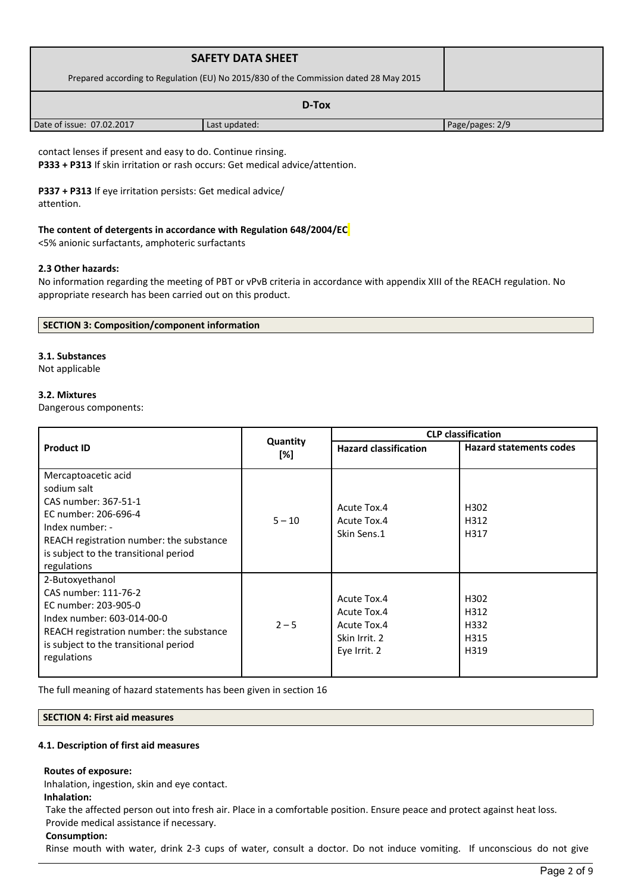contact lenses if present and easy to do. Continue rinsing.
**P333 + P313** If skin irritation or rash occurs: Get medical advice/attention.

**P337 + P313** If eye irritation persists: Get medical advice/
attention.

**The content of detergents in accordance with Regulation 648/2004/EC**
<5% anionic surfactants, amphoteric surfactants

**2.3 Other hazards:**
No information regarding the meeting of PBT or vPvB criteria in accordance with appendix XIII of the REACH regulation. No appropriate research has been carried out on this product.

## SECTION 3: Composition/component information

**3.1. Substances**
Not applicable

**3.2. Mixtures**
Dangerous components:

| Product ID | Quantity [%] | CLP classification | |
|---|---|---|---|
| | | **Hazard classification** | **Hazard statements codes** |
| Mercaptoacetic acid sodium salt<br>CAS number: 367-51-1<br>EC number: 206-696-4<br>Index number: -<br>REACH registration number: the substance is subject to the transitional period regulations | 5 – 10 | Acute Tox.4<br>Acute Tox.4<br>Skin Sens.1 | H302<br>H312<br>H317 |
| 2-Butoxyethanol<br>CAS number: 111-76-2<br>EC number: 203-905-0<br>Index number: 603-014-00-0<br>REACH registration number: the substance is subject to the transitional period regulations | 2 – 5 | Acute Tox.4<br>Acute Tox.4<br>Acute Tox.4<br>Skin Irrit. 2<br>Eye Irrit. 2 | H302<br>H312<br>H332<br>H315<br>H319 |

The full meaning of hazard statements has been given in section 16

## SECTION 4: First aid measures

**4.1. Description of first aid measures**

**Routes of exposure:**
Inhalation, ingestion, skin and eye contact.
**Inhalation:**
Take the affected person out into fresh air. Place in a comfortable position. Ensure peace and protect against heat loss. Provide medical assistance if necessary.
**Consumption:**
Rinse mouth with water, drink 2-3 cups of water, consult a doctor. Do not induce vomiting. If unconscious do not give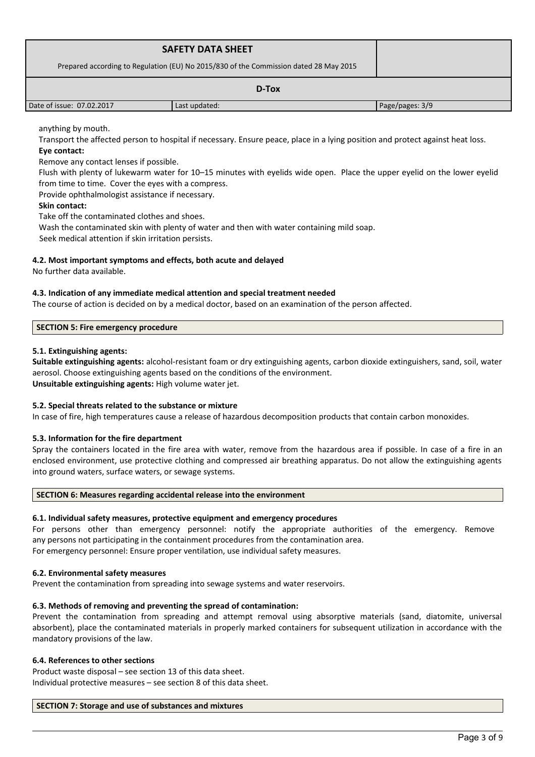anything by mouth.

Transport the affected person to hospital if necessary. Ensure peace, place in a lying position and protect against heat loss.

**Eye contact:**

Remove any contact lenses if possible.

Flush with plenty of lukewarm water for 10–15 minutes with eyelids wide open. Place the upper eyelid on the lower eyelid from time to time. Cover the eyes with a compress.

Provide ophthalmologist assistance if necessary.

**Skin contact:**

Take off the contaminated clothes and shoes.

Wash the contaminated skin with plenty of water and then with water containing mild soap.

Seek medical attention if skin irritation persists.

### 4.2. Most important symptoms and effects, both acute and delayed

No further data available.

### 4.3. Indication of any immediate medical attention and special treatment needed

The course of action is decided on by a medical doctor, based on an examination of the person affected.

## SECTION 5: Fire emergency procedure

### 5.1. Extinguishing agents:

**Suitable extinguishing agents:** alcohol-resistant foam or dry extinguishing agents, carbon dioxide extinguishers, sand, soil, water aerosol. Choose extinguishing agents based on the conditions of the environment.

**Unsuitable extinguishing agents:** High volume water jet.

### 5.2. Special threats related to the substance or mixture

In case of fire, high temperatures cause a release of hazardous decomposition products that contain carbon monoxides.

### 5.3. Information for the fire department

Spray the containers located in the fire area with water, remove from the hazardous area if possible. In case of a fire in an enclosed environment, use protective clothing and compressed air breathing apparatus. Do not allow the extinguishing agents into ground waters, surface waters, or sewage systems.

## SECTION 6: Measures regarding accidental release into the environment

### 6.1. Individual safety measures, protective equipment and emergency procedures

For persons other than emergency personnel: notify the appropriate authorities of the emergency. Remove any persons not participating in the containment procedures from the contamination area.

For emergency personnel: Ensure proper ventilation, use individual safety measures.

### 6.2. Environmental safety measures

Prevent the contamination from spreading into sewage systems and water reservoirs.

### 6.3. Methods of removing and preventing the spread of contamination:

Prevent the contamination from spreading and attempt removal using absorptive materials (sand, diatomite, universal absorbent), place the contaminated materials in properly marked containers for subsequent utilization in accordance with the mandatory provisions of the law.

### 6.4. References to other sections

Product waste disposal – see section 13 of this data sheet.

Individual protective measures – see section 8 of this data sheet.

## SECTION 7: Storage and use of substances and mixtures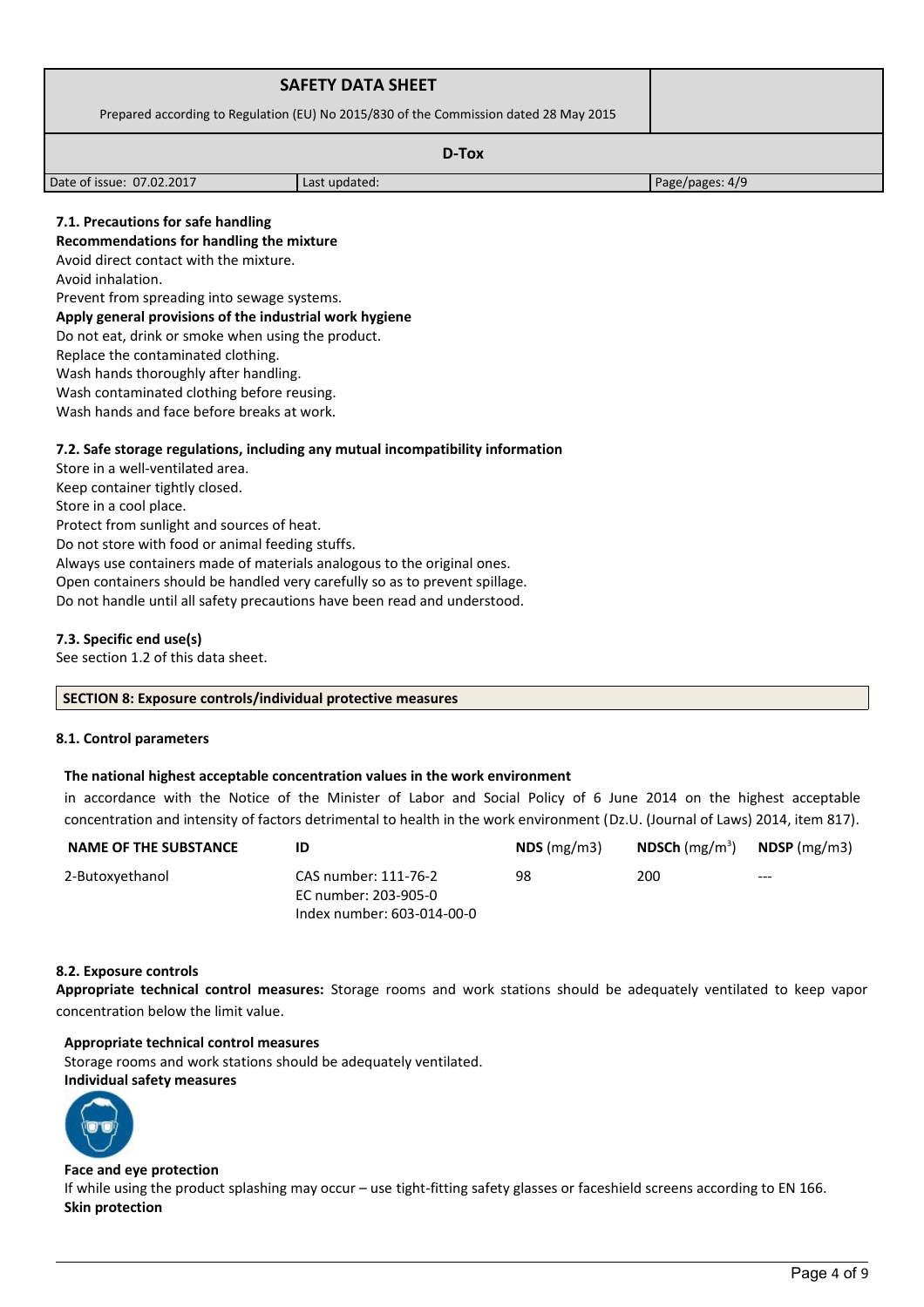### 7.1. Precautions for safe handling

**Recommendations for handling the mixture**

Avoid direct contact with the mixture.
Avoid inhalation.
Prevent from spreading into sewage systems.

**Apply general provisions of the industrial work hygiene**

Do not eat, drink or smoke when using the product.
Replace the contaminated clothing.
Wash hands thoroughly after handling.
Wash contaminated clothing before reusing.
Wash hands and face before breaks at work.

### 7.2. Safe storage regulations, including any mutual incompatibility information

Store in a well-ventilated area.
Keep container tightly closed.
Store in a cool place.
Protect from sunlight and sources of heat.
Do not store with food or animal feeding stuffs.
Always use containers made of materials analogous to the original ones.
Open containers should be handled very carefully so as to prevent spillage.
Do not handle until all safety precautions have been read and understood.

### 7.3. Specific end use(s)

See section 1.2 of this data sheet.

## SECTION 8: Exposure controls/individual protective measures

### 8.1. Control parameters

**The national highest acceptable concentration values in the work environment**

in accordance with the Notice of the Minister of Labor and Social Policy of 6 June 2014 on the highest acceptable concentration and intensity of factors detrimental to health in the work environment (Dz.U. (Journal of Laws) 2014, item 817).

| NAME OF THE SUBSTANCE | ID | NDS (mg/m3) | NDSCh (mg/m$^3$) | NDSP (mg/m3) |
|---|---|---|---|---|
| 2-Butoxyethanol | CAS number: 111-76-2<br>EC number: 203-905-0<br>Index number: 603-014-00-0 | 98 | 200 | --- |

### 8.2. Exposure controls

**Appropriate technical control measures:** Storage rooms and work stations should be adequately ventilated to keep vapor concentration below the limit value.

**Appropriate technical control measures**

Storage rooms and work stations should be adequately ventilated.

**Individual safety measures**

**Face and eye protection**

If while using the product splashing may occur – use tight-fitting safety glasses or faceshield screens according to EN 166.

**Skin protection**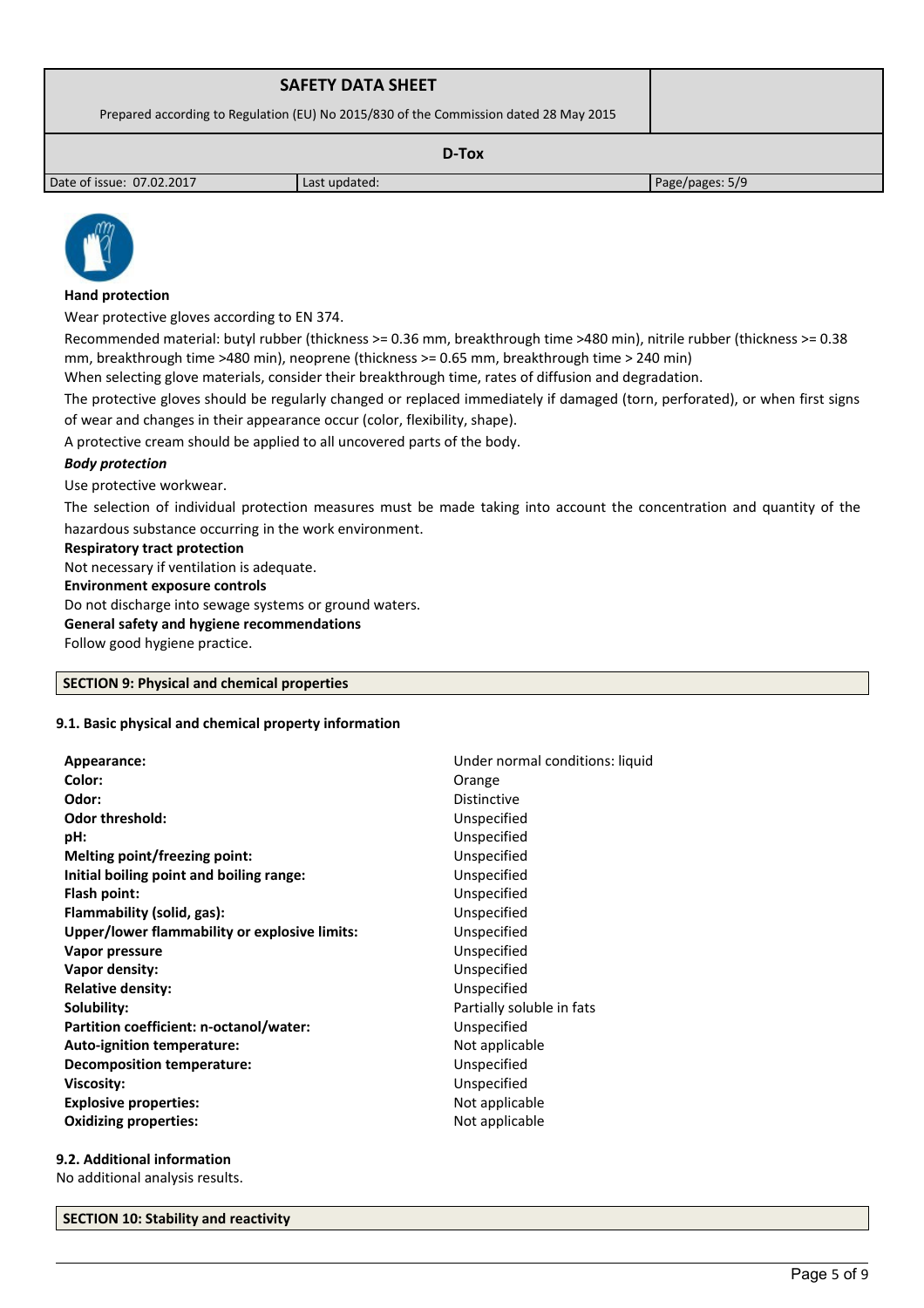**Hand protection**

Wear protective gloves according to EN 374.

Recommended material: butyl rubber (thickness >= 0.36 mm, breakthrough time >480 min), nitrile rubber (thickness >= 0.38 mm, breakthrough time >480 min), neoprene (thickness >= 0.65 mm, breakthrough time > 240 min)

When selecting glove materials, consider their breakthrough time, rates of diffusion and degradation.

The protective gloves should be regularly changed or replaced immediately if damaged (torn, perforated), or when first signs of wear and changes in their appearance occur (color, flexibility, shape).

A protective cream should be applied to all uncovered parts of the body.

***Body protection***

Use protective workwear.

The selection of individual protection measures must be made taking into account the concentration and quantity of the hazardous substance occurring in the work environment.

**Respiratory tract protection**

Not necessary if ventilation is adequate.

**Environment exposure controls**

Do not discharge into sewage systems or ground waters.

**General safety and hygiene recommendations**

Follow good hygiene practice.

## SECTION 9: Physical and chemical properties

### 9.1. Basic physical and chemical property information

| | |
|---|---|
| **Appearance:** | Under normal conditions: liquid |
| **Color:** | Orange |
| **Odor:** | Distinctive |
| **Odor threshold:** | Unspecified |
| **pH:** | Unspecified |
| **Melting point/freezing point:** | Unspecified |
| **Initial boiling point and boiling range:** | Unspecified |
| **Flash point:** | Unspecified |
| **Flammability (solid, gas):** | Unspecified |
| **Upper/lower flammability or explosive limits:** | Unspecified |
| **Vapor pressure** | Unspecified |
| **Vapor density:** | Unspecified |
| **Relative density:** | Unspecified |
| **Solubility:** | Partially soluble in fats |
| **Partition coefficient: n-octanol/water:** | Unspecified |
| **Auto-ignition temperature:** | Not applicable |
| **Decomposition temperature:** | Unspecified |
| **Viscosity:** | Unspecified |
| **Explosive properties:** | Not applicable |
| **Oxidizing properties:** | Not applicable |

### 9.2. Additional information

No additional analysis results.

## SECTION 10: Stability and reactivity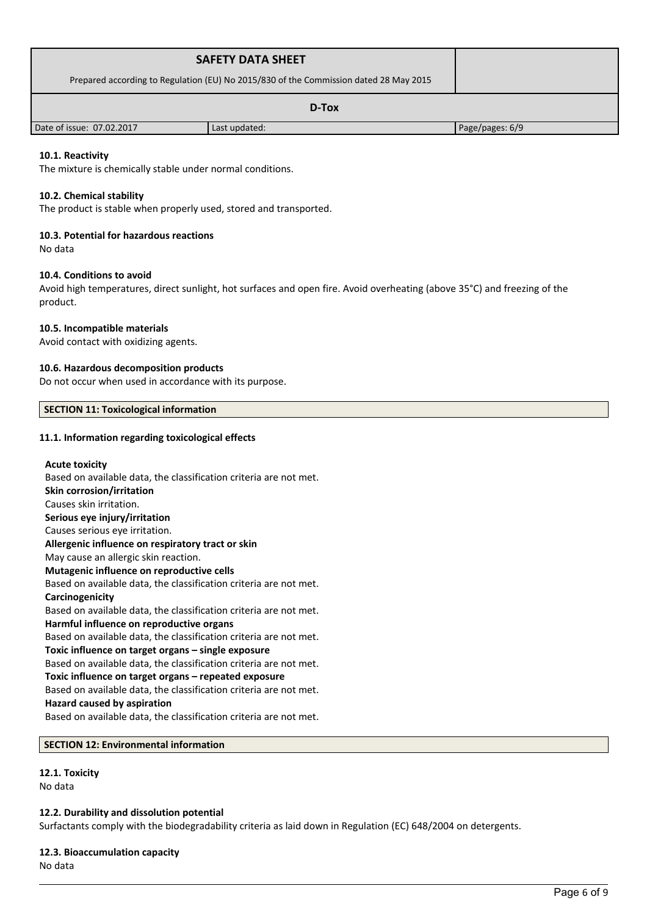### 10.1. Reactivity

The mixture is chemically stable under normal conditions.

### 10.2. Chemical stability

The product is stable when properly used, stored and transported.

### 10.3. Potential for hazardous reactions

No data

### 10.4. Conditions to avoid

Avoid high temperatures, direct sunlight, hot surfaces and open fire. Avoid overheating (above 35°C) and freezing of the product.

### 10.5. Incompatible materials

Avoid contact with oxidizing agents.

### 10.6. Hazardous decomposition products

Do not occur when used in accordance with its purpose.

## SECTION 11: Toxicological information

### 11.1. Information regarding toxicological effects

**Acute toxicity**
Based on available data, the classification criteria are not met.
**Skin corrosion/irritation**
Causes skin irritation.
**Serious eye injury/irritation**
Causes serious eye irritation.
**Allergenic influence on respiratory tract or skin**
May cause an allergic skin reaction.
**Mutagenic influence on reproductive cells**
Based on available data, the classification criteria are not met.
**Carcinogenicity**
Based on available data, the classification criteria are not met.
**Harmful influence on reproductive organs**
Based on available data, the classification criteria are not met.
**Toxic influence on target organs – single exposure**
Based on available data, the classification criteria are not met.
**Toxic influence on target organs – repeated exposure**
Based on available data, the classification criteria are not met.
**Hazard caused by aspiration**
Based on available data, the classification criteria are not met.

## SECTION 12: Environmental information

### 12.1. Toxicity

No data

### 12.2. Durability and dissolution potential

Surfactants comply with the biodegradability criteria as laid down in Regulation (EC) 648/2004 on detergents.

### 12.3. Bioaccumulation capacity

No data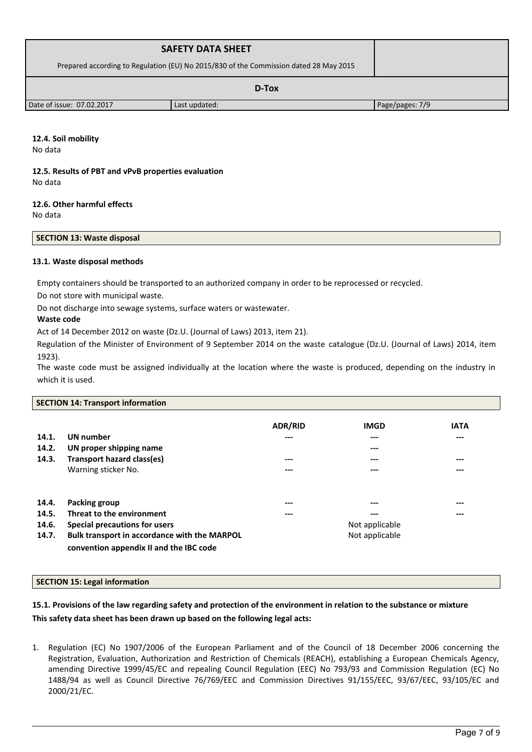### 12.4. Soil mobility

No data

### 12.5. Results of PBT and vPvB properties evaluation

No data

### 12.6. Other harmful effects

No data

## SECTION 13: Waste disposal

### 13.1. Waste disposal methods

Empty containers should be transported to an authorized company in order to be reprocessed or recycled.

Do not store with municipal waste.

Do not discharge into sewage systems, surface waters or wastewater.

**Waste code**

Act of 14 December 2012 on waste (Dz.U. (Journal of Laws) 2013, item 21).

Regulation of the Minister of Environment of 9 September 2014 on the waste catalogue (Dz.U. (Journal of Laws) 2014, item 1923).

The waste code must be assigned individually at the location where the waste is produced, depending on the industry in which it is used.

## SECTION 14: Transport information

| | | ADR/RID | IMGD | IATA |
|---|---|---|---|---|
| **14.1.** | **UN number** | --- | --- | --- |
| **14.2.** | **UN proper shipping name** | | --- | |
| **14.3.** | **Transport hazard class(es)** | --- | --- | --- |
| | Warning sticker No. | --- | --- | --- |
| **14.4.** | **Packing group** | --- | --- | --- |
| **14.5.** | **Threat to the environment** | --- | --- | --- |
| **14.6.** | **Special precautions for users** | | Not applicable | |
| **14.7.** | **Bulk transport in accordance with the MARPOL convention appendix II and the IBC code** | | Not applicable | |

## SECTION 15: Legal information

**15.1. Provisions of the law regarding safety and protection of the environment in relation to the substance or mixture**

**This safety data sheet has been drawn up based on the following legal acts:**

1. Regulation (EC) No 1907/2006 of the European Parliament and of the Council of 18 December 2006 concerning the Registration, Evaluation, Authorization and Restriction of Chemicals (REACH), establishing a European Chemicals Agency, amending Directive 1999/45/EC and repealing Council Regulation (EEC) No 793/93 and Commission Regulation (EC) No 1488/94 as well as Council Directive 76/769/EEC and Commission Directives 91/155/EEC, 93/67/EEC, 93/105/EC and 2000/21/EC.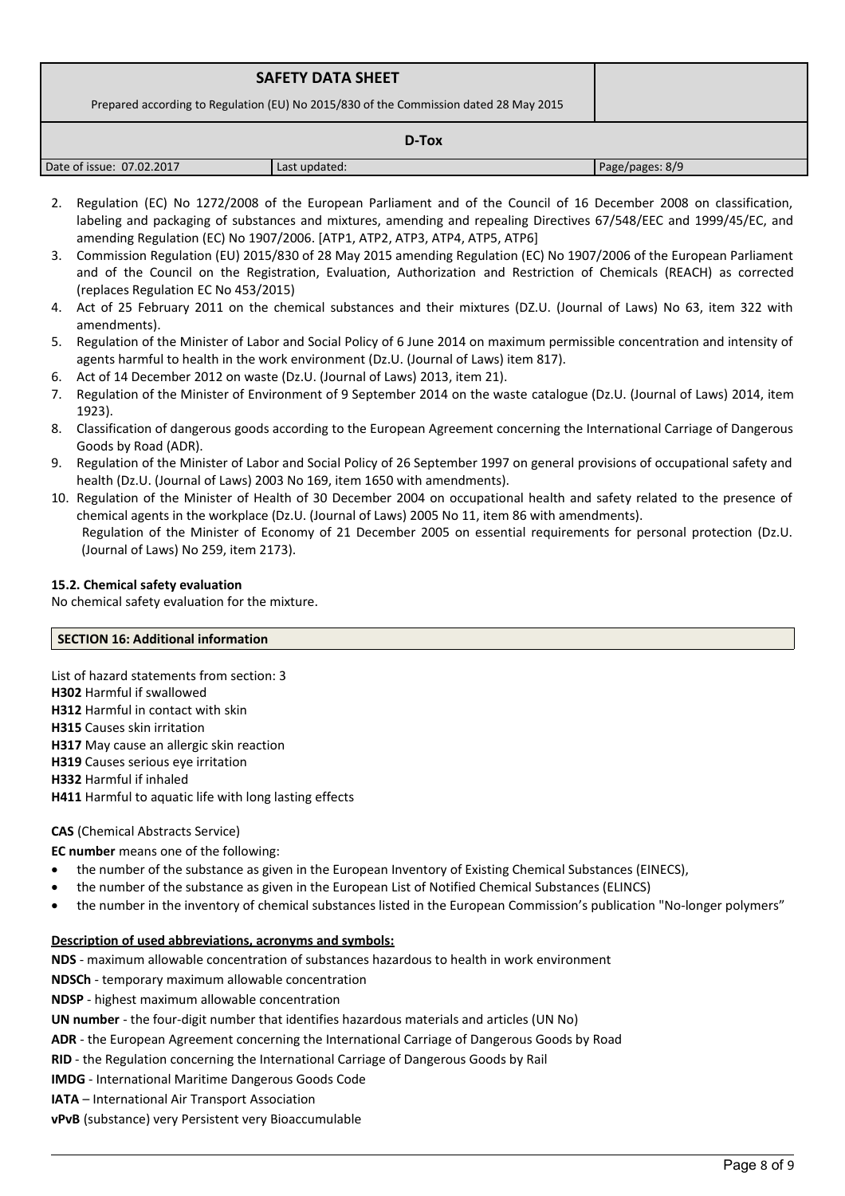2. Regulation (EC) No 1272/2008 of the European Parliament and of the Council of 16 December 2008 on classification, labeling and packaging of substances and mixtures, amending and repealing Directives 67/548/EEC and 1999/45/EC, and amending Regulation (EC) No 1907/2006. [ATP1, ATP2, ATP3, ATP4, ATP5, ATP6]
3. Commission Regulation (EU) 2015/830 of 28 May 2015 amending Regulation (EC) No 1907/2006 of the European Parliament and of the Council on the Registration, Evaluation, Authorization and Restriction of Chemicals (REACH) as corrected (replaces Regulation EC No 453/2015)
4. Act of 25 February 2011 on the chemical substances and their mixtures (DZ.U. (Journal of Laws) No 63, item 322 with amendments).
5. Regulation of the Minister of Labor and Social Policy of 6 June 2014 on maximum permissible concentration and intensity of agents harmful to health in the work environment (Dz.U. (Journal of Laws) item 817).
6. Act of 14 December 2012 on waste (Dz.U. (Journal of Laws) 2013, item 21).
7. Regulation of the Minister of Environment of 9 September 2014 on the waste catalogue (Dz.U. (Journal of Laws) 2014, item 1923).
8. Classification of dangerous goods according to the European Agreement concerning the International Carriage of Dangerous Goods by Road (ADR).
9. Regulation of the Minister of Labor and Social Policy of 26 September 1997 on general provisions of occupational safety and health (Dz.U. (Journal of Laws) 2003 No 169, item 1650 with amendments).
10. Regulation of the Minister of Health of 30 December 2004 on occupational health and safety related to the presence of chemical agents in the workplace (Dz.U. (Journal of Laws) 2005 No 11, item 86 with amendments).
    Regulation of the Minister of Economy of 21 December 2005 on essential requirements for personal protection (Dz.U. (Journal of Laws) No 259, item 2173).

**15.2. Chemical safety evaluation**

No chemical safety evaluation for the mixture.

## SECTION 16: Additional information

List of hazard statements from section: 3

**H302** Harmful if swallowed

**H312** Harmful in contact with skin

**H315** Causes skin irritation

**H317** May cause an allergic skin reaction

**H319** Causes serious eye irritation

**H332** Harmful if inhaled

**H411** Harmful to aquatic life with long lasting effects

**CAS** (Chemical Abstracts Service)

**EC number** means one of the following:

- the number of the substance as given in the European Inventory of Existing Chemical Substances (EINECS),
- the number of the substance as given in the European List of Notified Chemical Substances (ELINCS)
- the number in the inventory of chemical substances listed in the European Commission's publication "No-longer polymers"

**Description of used abbreviations, acronyms and symbols:**

**NDS** - maximum allowable concentration of substances hazardous to health in work environment

**NDSCh** - temporary maximum allowable concentration

**NDSP** - highest maximum allowable concentration

**UN number** - the four-digit number that identifies hazardous materials and articles (UN No)

**ADR** - the European Agreement concerning the International Carriage of Dangerous Goods by Road

**RID** - the Regulation concerning the International Carriage of Dangerous Goods by Rail

**IMDG** - International Maritime Dangerous Goods Code

**IATA** – International Air Transport Association

**vPvB** (substance) very Persistent very Bioaccumulable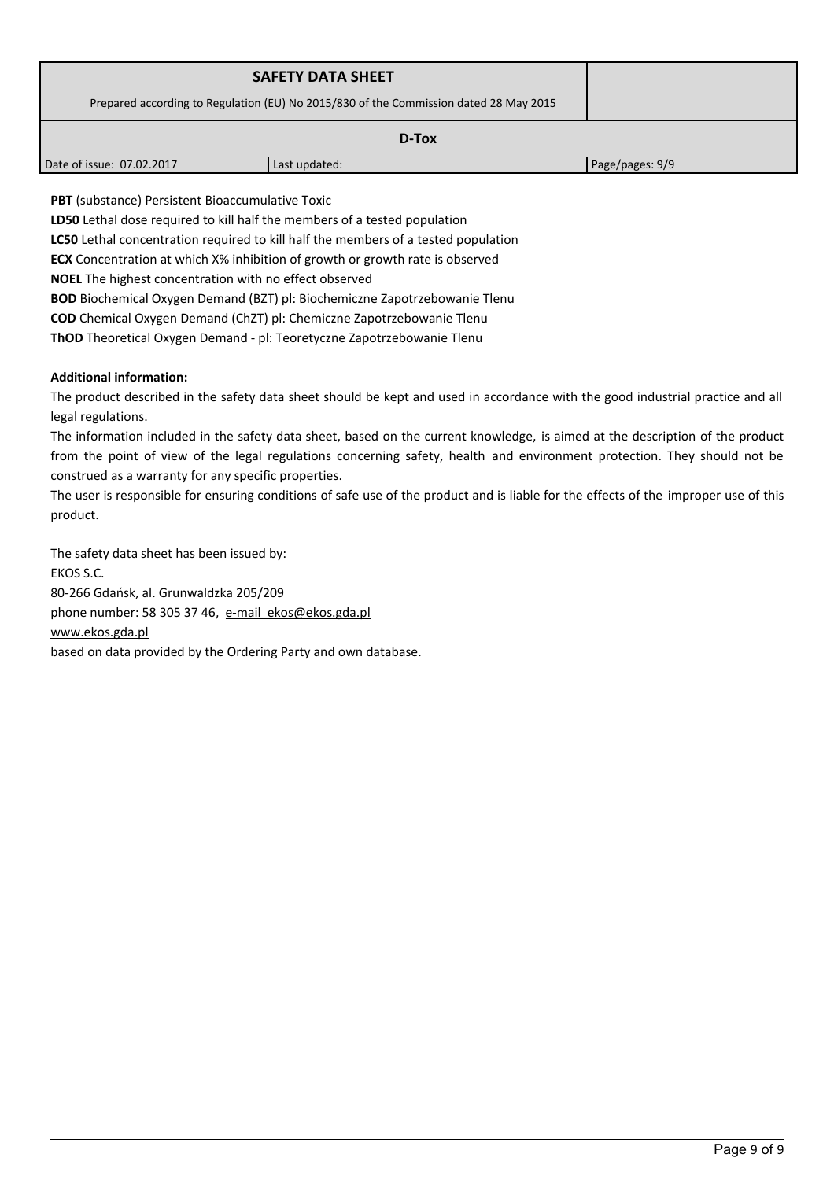**PBT** (substance) Persistent Bioaccumulative Toxic

**LD50** Lethal dose required to kill half the members of a tested population

**LC50** Lethal concentration required to kill half the members of a tested population

**ECX** Concentration at which X% inhibition of growth or growth rate is observed

**NOEL** The highest concentration with no effect observed

**BOD** Biochemical Oxygen Demand (BZT) pl: Biochemiczne Zapotrzebowanie Tlenu

**COD** Chemical Oxygen Demand (ChZT) pl: Chemiczne Zapotrzebowanie Tlenu

**ThOD** Theoretical Oxygen Demand - pl: Teoretyczne Zapotrzebowanie Tlenu

**Additional information:**

The product described in the safety data sheet should be kept and used in accordance with the good industrial practice and all legal regulations.

The information included in the safety data sheet, based on the current knowledge, is aimed at the description of the product from the point of view of the legal regulations concerning safety, health and environment protection. They should not be construed as a warranty for any specific properties.

The user is responsible for ensuring conditions of safe use of the product and is liable for the effects of the improper use of this product.

The safety data sheet has been issued by:
EKOS S.C.
80-266 Gdańsk, al. Grunwaldzka 205/209
phone number: 58 305 37 46, e-mail ekos@ekos.gda.pl
www.ekos.gda.pl
based on data provided by the Ordering Party and own database.